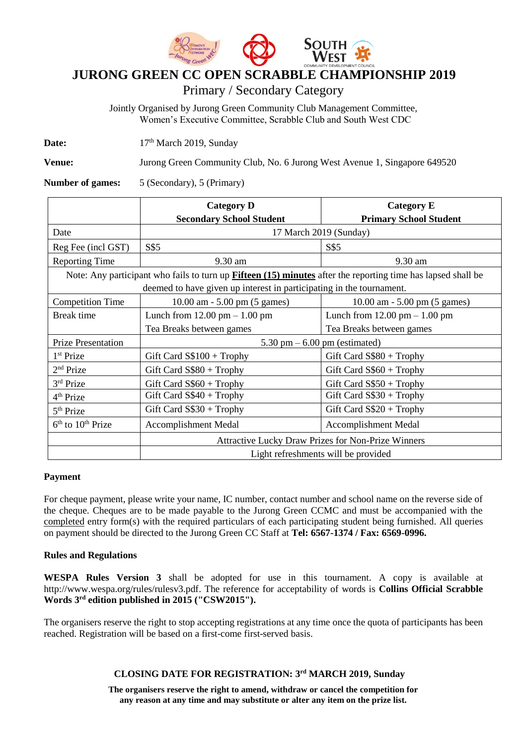# JURONG GREEN CC OPEN SCRABBLE CHAMPIONSHIP 2019

## Primary / Secondary Category

Jointly Organised by Jurong Green Community Club Management Committee, Women's Executive Committee, Scrabble Club and South West CDC

**Date:** 17th March 2019, Sunday

**Venue:** Jurong Green Community Club, No. 6 Jurong West Avenue 1, Singapore 649520

**Number of games:** 5 (Secondary), 5 (Primary)

| | **Category D Secondary School Student** | **Category E Primary School Student** |
|---|---|---|
| Date | 17 March 2019 (Sunday) | |
| Reg Fee (incl GST) | S$5 | S$5 |
| Reporting Time | 9.30 am | 9.30 am |
| Note: Any participant who fails to turn up **Fifteen (15) minutes** after the reporting time has lapsed shall be deemed to have given up interest in participating in the tournament. | | |
| Competition Time | 10.00 am - 5.00 pm (5 games) | 10.00 am - 5.00 pm (5 games) |
| Break time | Lunch from 12.00 pm – 1.00 pm<br>Tea Breaks between games | Lunch from 12.00 pm – 1.00 pm<br>Tea Breaks between games |
| Prize Presentation | 5.30 pm – 6.00 pm (estimated) | |
| 1st Prize | Gift Card S$100 + Trophy | Gift Card S$80 + Trophy |
| 2nd Prize | Gift Card S$80 + Trophy | Gift Card S$60 + Trophy |
| 3rd Prize | Gift Card S$60 + Trophy | Gift Card S$50 + Trophy |
| 4th Prize | Gift Card S$40 + Trophy | Gift Card S$30 + Trophy |
| 5th Prize | Gift Card S$30 + Trophy | Gift Card S$20 + Trophy |
| 6th to 10th Prize | Accomplishment Medal | Accomplishment Medal |
| | Attractive Lucky Draw Prizes for Non-Prize Winners | |
| | Light refreshments will be provided | |

**Payment**

For cheque payment, please write your name, IC number, contact number and school name on the reverse side of the cheque. Cheques are to be made payable to the Jurong Green CCMC and must be accompanied with the completed entry form(s) with the required particulars of each participating student being furnished. All queries on payment should be directed to the Jurong Green CC Staff at **Tel: 6567-1374 / Fax: 6569-0996.**

**Rules and Regulations**

**WESPA Rules Version 3** shall be adopted for use in this tournament. A copy is available at http://www.wespa.org/rules/rulesv3.pdf. The reference for acceptability of words is **Collins Official Scrabble Words 3rd edition published in 2015 ("CSW2015").**

The organisers reserve the right to stop accepting registrations at any time once the quota of participants has been reached. Registration will be based on a first-come first-served basis.

**CLOSING DATE FOR REGISTRATION: 3rd MARCH 2019, Sunday**

**The organisers reserve the right to amend, withdraw or cancel the competition for any reason at any time and may substitute or alter any item on the prize list.**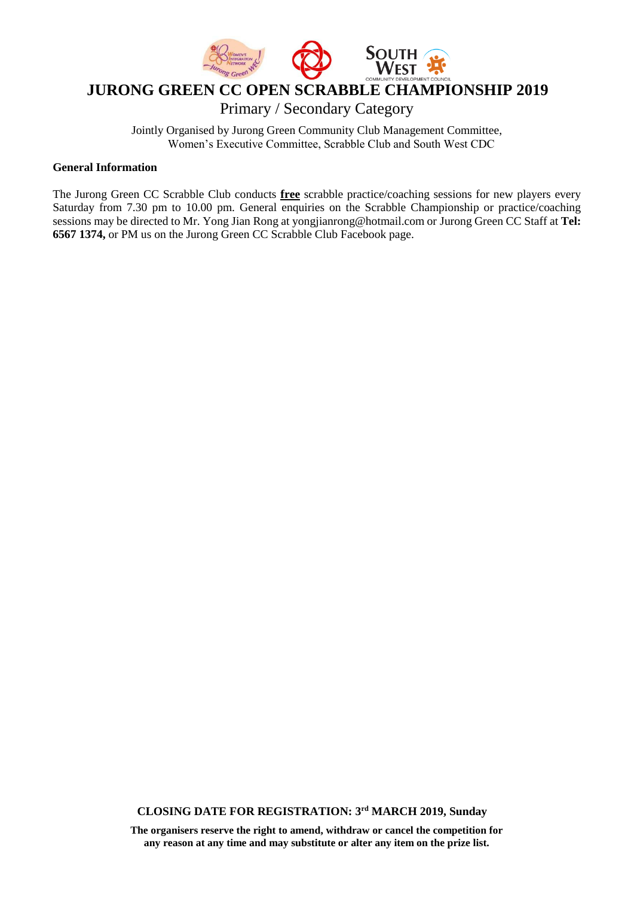# JURONG GREEN CC OPEN SCRABBLE CHAMPIONSHIP 2019

Primary / Secondary Category

Jointly Organised by Jurong Green Community Club Management Committee, Women's Executive Committee, Scrabble Club and South West CDC

**General Information**

The Jurong Green CC Scrabble Club conducts **free** scrabble practice/coaching sessions for new players every Saturday from 7.30 pm to 10.00 pm. General enquiries on the Scrabble Championship or practice/coaching sessions may be directed to Mr. Yong Jian Rong at yongjianrong@hotmail.com or Jurong Green CC Staff at **Tel: 6567 1374,** or PM us on the Jurong Green CC Scrabble Club Facebook page.

**CLOSING DATE FOR REGISTRATION: 3rd MARCH 2019, Sunday**

**The organisers reserve the right to amend, withdraw or cancel the competition for any reason at any time and may substitute or alter any item on the prize list.**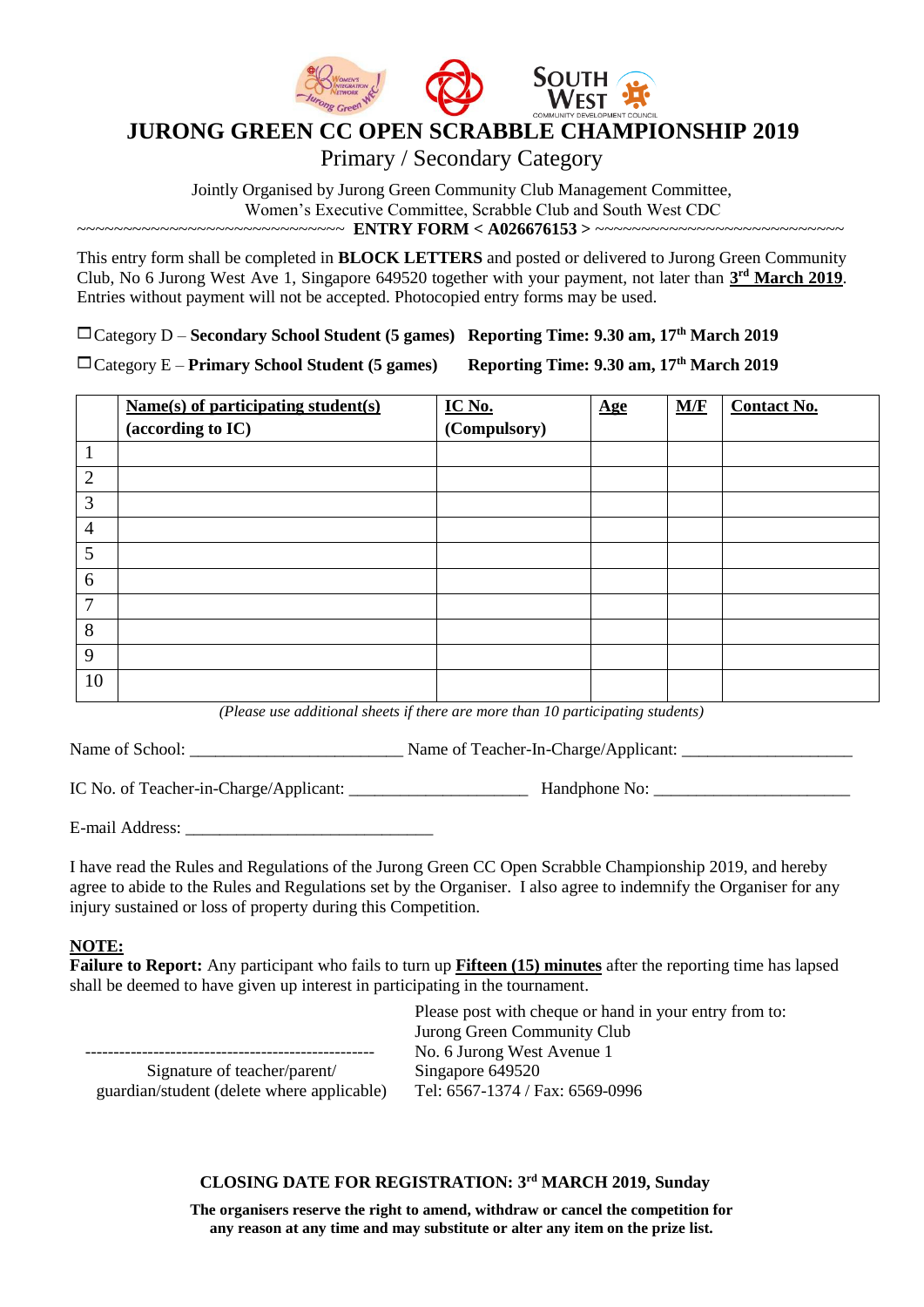# JURONG GREEN CC OPEN SCRABBLE CHAMPIONSHIP 2019

## Primary / Secondary Category

Jointly Organised by Jurong Green Community Club Management Committee, Women's Executive Committee, Scrabble Club and South West CDC

~~~~~~~~~~~~~~~~~~~~~~~~~~~~~~ **ENTRY FORM < A026676153 >** ~~~~~~~~~~~~~~~~~~~~~~~~~~~~

This entry form shall be completed in **BLOCK LETTERS** and posted or delivered to Jurong Green Community Club, No 6 Jurong West Ave 1, Singapore 649520 together with your payment, not later than **3rd March 2019**. Entries without payment will not be accepted. Photocopied entry forms may be used.

☐Category D – **Secondary School Student (5 games)** **Reporting Time: 9.30 am, 17th March 2019**

☐Category E – **Primary School Student (5 games)** **Reporting Time: 9.30 am, 17th March 2019**

| | **Name(s) of participating student(s) (according to IC)** | **IC No. (Compulsory)** | **Age** | **M/F** | **Contact No.** |
|---|---|---|---|---|---|
| 1 | | | | | |
| 2 | | | | | |
| 3 | | | | | |
| 4 | | | | | |
| 5 | | | | | |
| 6 | | | | | |
| 7 | | | | | |
| 8 | | | | | |
| 9 | | | | | |
| 10 | | | | | |

*(Please use additional sheets if there are more than 10 participating students)*

Name of School: ________________________ Name of Teacher-In-Charge/Applicant: ___________________

IC No. of Teacher-in-Charge/Applicant: ____________________ Handphone No: ______________________

E-mail Address: ____________________________

I have read the Rules and Regulations of the Jurong Green CC Open Scrabble Championship 2019, and hereby agree to abide to the Rules and Regulations set by the Organiser. I also agree to indemnify the Organiser for any injury sustained or loss of property during this Competition.

**NOTE:**

**Failure to Report:** Any participant who fails to turn up **Fifteen (15) minutes** after the reporting time has lapsed shall be deemed to have given up interest in participating in the tournament.

---------------------------------------------------

Signature of teacher/parent/ guardian/student (delete where applicable)

Please post with cheque or hand in your entry from to:
Jurong Green Community Club
No. 6 Jurong West Avenue 1
Singapore 649520
Tel: 6567-1374 / Fax: 6569-0996

**CLOSING DATE FOR REGISTRATION: 3rd MARCH 2019, Sunday**

**The organisers reserve the right to amend, withdraw or cancel the competition for any reason at any time and may substitute or alter any item on the prize list.**